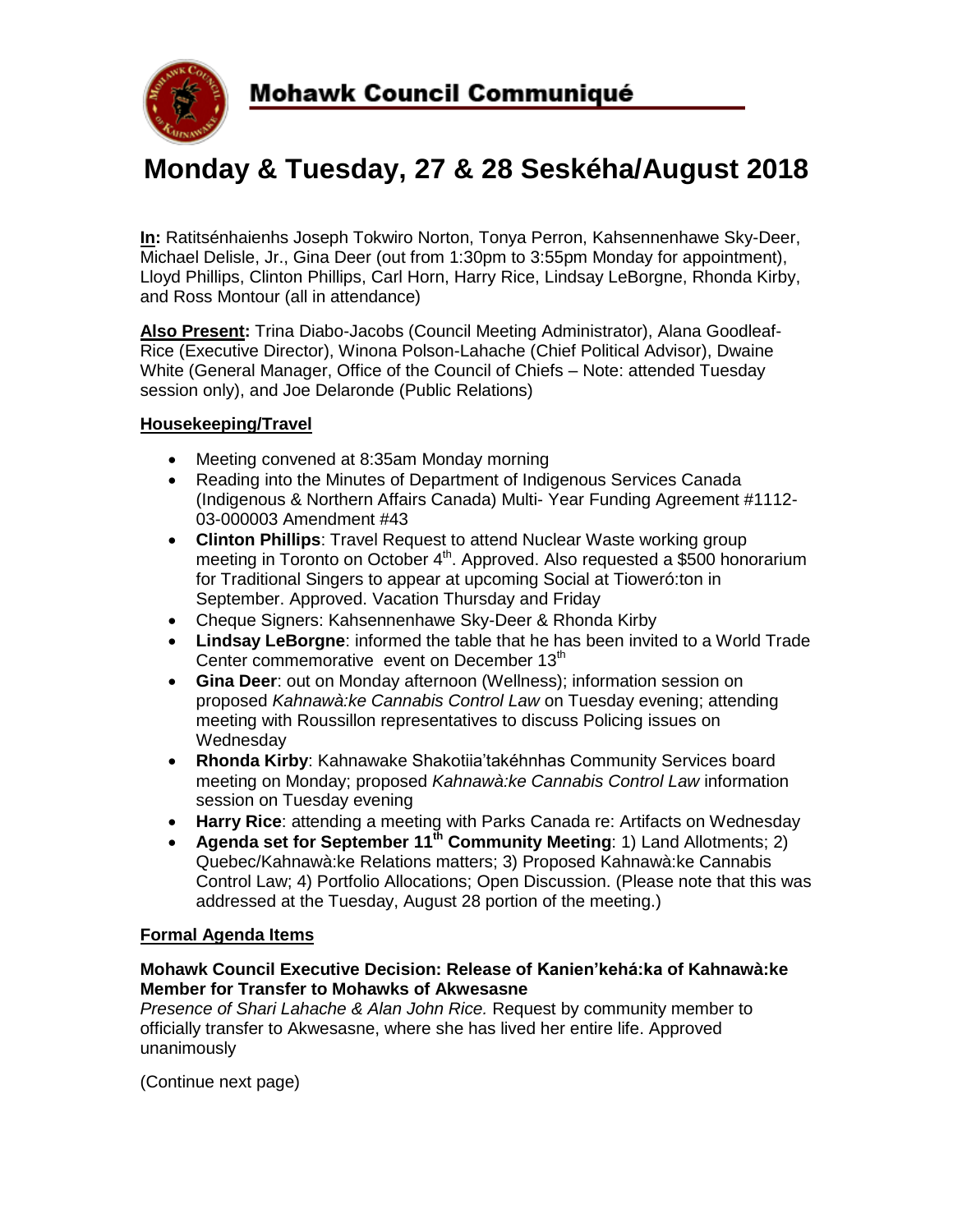# Mohawk Council Communiqué

# Monday & Tuesday, 27 & 28 Seskéha/August 2018

**In:** Ratitsénhaienhs Joseph Tokwiro Norton, Tonya Perron, Kahsennenhawe Sky-Deer, Michael Delisle, Jr., Gina Deer (out from 1:30pm to 3:55pm Monday for appointment), Lloyd Phillips, Clinton Phillips, Carl Horn, Harry Rice, Lindsay LeBorgne, Rhonda Kirby, and Ross Montour (all in attendance)

**Also Present:** Trina Diabo-Jacobs (Council Meeting Administrator), Alana Goodleaf-Rice (Executive Director), Winona Polson-Lahache (Chief Political Advisor), Dwaine White (General Manager, Office of the Council of Chiefs – Note: attended Tuesday session only), and Joe Delaronde (Public Relations)

## Housekeeping/Travel

- Meeting convened at 8:35am Monday morning
- Reading into the Minutes of Department of Indigenous Services Canada (Indigenous & Northern Affairs Canada) Multi- Year Funding Agreement #1112-03-000003 Amendment #43
- **Clinton Phillips**: Travel Request to attend Nuclear Waste working group meeting in Toronto on October 4th. Approved. Also requested a $500 honorarium for Traditional Singers to appear at upcoming Social at Tioweró:ton in September. Approved. Vacation Thursday and Friday
- Cheque Signers: Kahsennenhawe Sky-Deer & Rhonda Kirby
- **Lindsay LeBorgne**: informed the table that he has been invited to a World Trade Center commemorative event on December 13th
- **Gina Deer**: out on Monday afternoon (Wellness); information session on proposed *Kahnawà:ke Cannabis Control Law* on Tuesday evening; attending meeting with Roussillon representatives to discuss Policing issues on Wednesday
- **Rhonda Kirby**: Kahnawake Shakotiia'takéhnhas Community Services board meeting on Monday; proposed *Kahnawà:ke Cannabis Control Law* information session on Tuesday evening
- **Harry Rice**: attending a meeting with Parks Canada re: Artifacts on Wednesday
- **Agenda set for September 11th Community Meeting**: 1) Land Allotments; 2) Quebec/Kahnawà:ke Relations matters; 3) Proposed Kahnawà:ke Cannabis Control Law; 4) Portfolio Allocations; Open Discussion. (Please note that this was addressed at the Tuesday, August 28 portion of the meeting.)

## Formal Agenda Items

**Mohawk Council Executive Decision: Release of Kanien'kehá:ka of Kahnawà:ke Member for Transfer to Mohawks of Akwesasne**

*Presence of Shari Lahache & Alan John Rice.* Request by community member to officially transfer to Akwesasne, where she has lived her entire life. Approved unanimously

(Continue next page)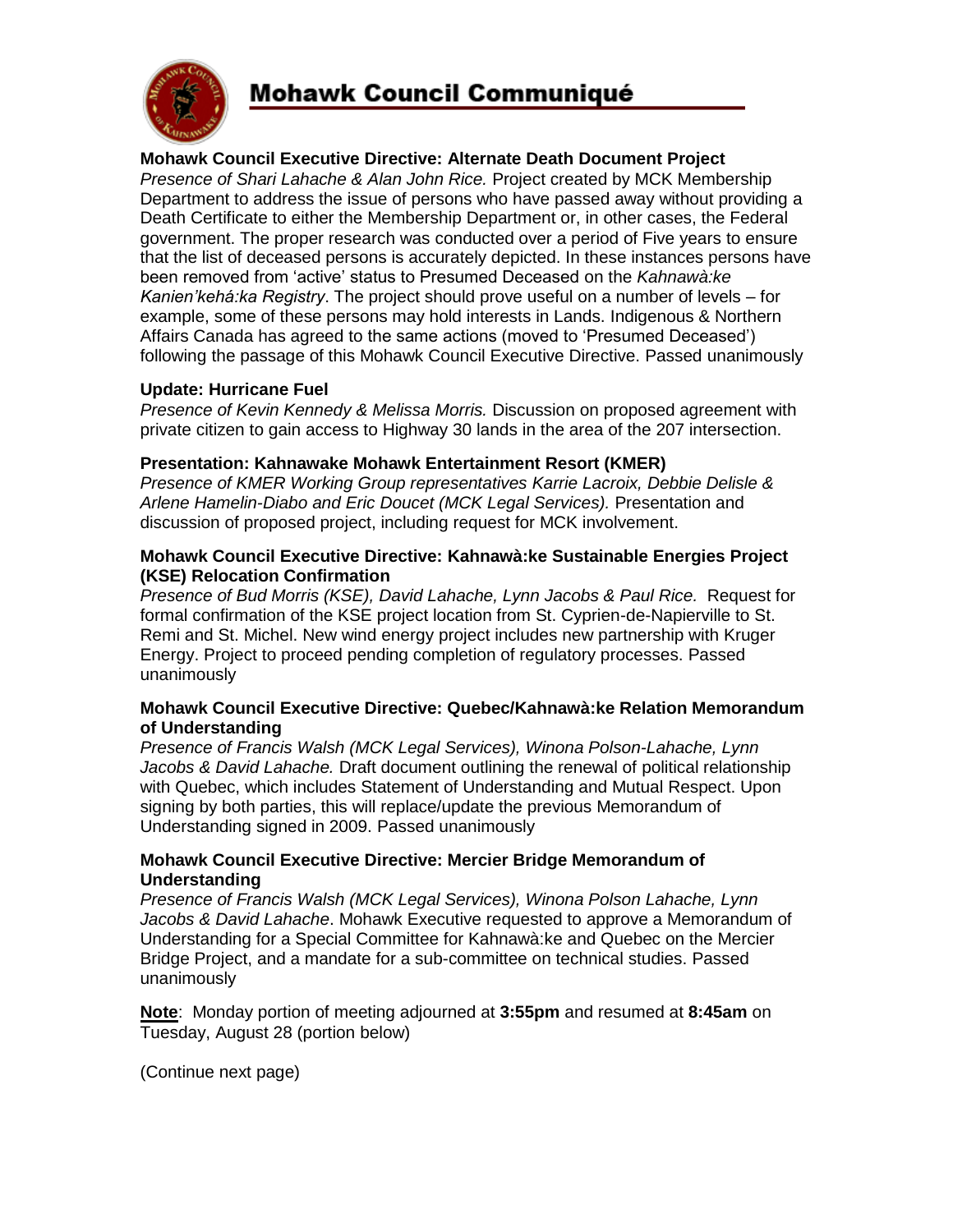# Mohawk Council Communiqué

**Mohawk Council Executive Directive: Alternate Death Document Project**
*Presence of Shari Lahache & Alan John Rice.* Project created by MCK Membership Department to address the issue of persons who have passed away without providing a Death Certificate to either the Membership Department or, in other cases, the Federal government. The proper research was conducted over a period of Five years to ensure that the list of deceased persons is accurately depicted. In these instances persons have been removed from 'active' status to Presumed Deceased on the *Kahnawà:ke Kanien'kehá:ka Registry*. The project should prove useful on a number of levels – for example, some of these persons may hold interests in Lands. Indigenous & Northern Affairs Canada has agreed to the same actions (moved to 'Presumed Deceased') following the passage of this Mohawk Council Executive Directive. Passed unanimously

**Update: Hurricane Fuel**
*Presence of Kevin Kennedy & Melissa Morris.* Discussion on proposed agreement with private citizen to gain access to Highway 30 lands in the area of the 207 intersection.

**Presentation: Kahnawake Mohawk Entertainment Resort (KMER)**
*Presence of KMER Working Group representatives Karrie Lacroix, Debbie Delisle & Arlene Hamelin-Diabo and Eric Doucet (MCK Legal Services).* Presentation and discussion of proposed project, including request for MCK involvement.

**Mohawk Council Executive Directive: Kahnawà:ke Sustainable Energies Project (KSE) Relocation Confirmation**
*Presence of Bud Morris (KSE), David Lahache, Lynn Jacobs & Paul Rice.* Request for formal confirmation of the KSE project location from St. Cyprien-de-Napierville to St. Remi and St. Michel. New wind energy project includes new partnership with Kruger Energy. Project to proceed pending completion of regulatory processes. Passed unanimously

**Mohawk Council Executive Directive: Quebec/Kahnawà:ke Relation Memorandum of Understanding**
*Presence of Francis Walsh (MCK Legal Services), Winona Polson-Lahache, Lynn Jacobs & David Lahache.* Draft document outlining the renewal of political relationship with Quebec, which includes Statement of Understanding and Mutual Respect. Upon signing by both parties, this will replace/update the previous Memorandum of Understanding signed in 2009. Passed unanimously

**Mohawk Council Executive Directive: Mercier Bridge Memorandum of Understanding**
*Presence of Francis Walsh (MCK Legal Services), Winona Polson Lahache, Lynn Jacobs & David Lahache*. Mohawk Executive requested to approve a Memorandum of Understanding for a Special Committee for Kahnawà:ke and Quebec on the Mercier Bridge Project, and a mandate for a sub-committee on technical studies. Passed unanimously

**Note**: Monday portion of meeting adjourned at **3:55pm** and resumed at **8:45am** on Tuesday, August 28 (portion below)

(Continue next page)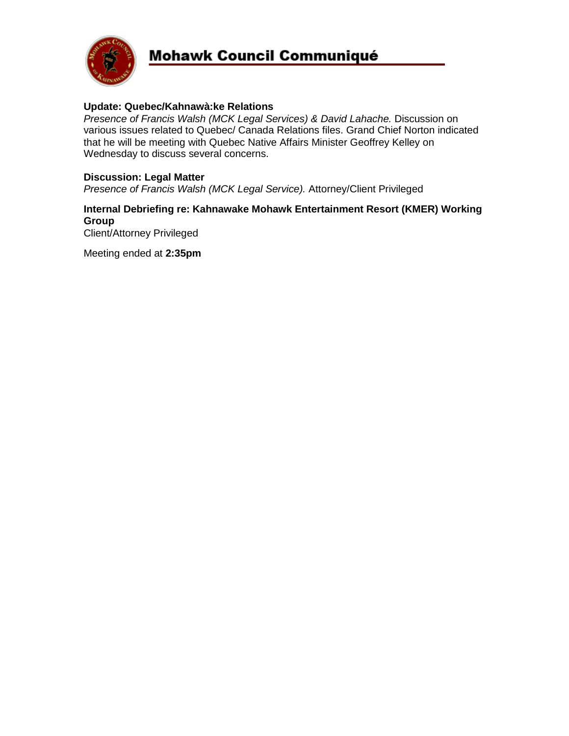# Mohawk Council Communiqué

**Update: Quebec/Kahnawà:ke Relations**
*Presence of Francis Walsh (MCK Legal Services) & David Lahache.* Discussion on various issues related to Quebec/ Canada Relations files. Grand Chief Norton indicated that he will be meeting with Quebec Native Affairs Minister Geoffrey Kelley on Wednesday to discuss several concerns.

**Discussion: Legal Matter**
*Presence of Francis Walsh (MCK Legal Service).* Attorney/Client Privileged

**Internal Debriefing re: Kahnawake Mohawk Entertainment Resort (KMER) Working Group**
Client/Attorney Privileged

Meeting ended at **2:35pm**